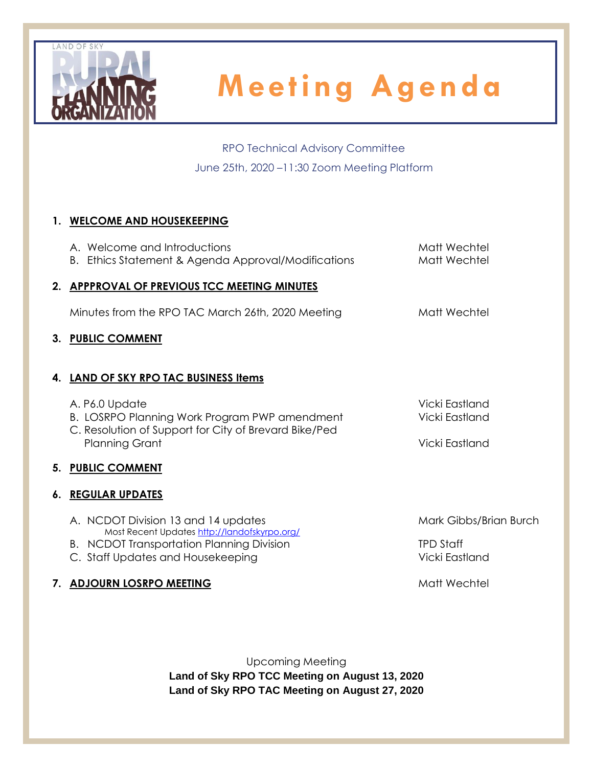LAND OF SKY RURAL PLANNING ORGANIZATION

# Meeting Agenda

RPO Technical Advisory Committee

June 25th, 2020 –11:30 Zoom Meeting Platform

**1. WELCOME AND HOUSEKEEPING**

A. Welcome and Introductions — Matt Wechtel
B. Ethics Statement & Agenda Approval/Modifications — Matt Wechtel

**2. APPPROVAL OF PREVIOUS TCC MEETING MINUTES**

Minutes from the RPO TAC March 26th, 2020 Meeting — Matt Wechtel

**3. PUBLIC COMMENT**

**4. LAND OF SKY RPO TAC BUSINESS Items**

A. P6.0 Update — Vicki Eastland
B. LOSRPO Planning Work Program PWP amendment — Vicki Eastland
C. Resolution of Support for City of Brevard Bike/Ped Planning Grant — Vicki Eastland

**5. PUBLIC COMMENT**

**6. REGULAR UPDATES**

A. NCDOT Division 13 and 14 updates — Mark Gibbs/Brian Burch
Most Recent Updates http://landofskyrpo.org/
B. NCDOT Transportation Planning Division — TPD Staff
C. Staff Updates and Housekeeping — Vicki Eastland

**7. ADJOURN LOSRPO MEETING** — Matt Wechtel

Upcoming Meeting

**Land of Sky RPO TCC Meeting on August 13, 2020**

**Land of Sky RPO TAC Meeting on August 27, 2020**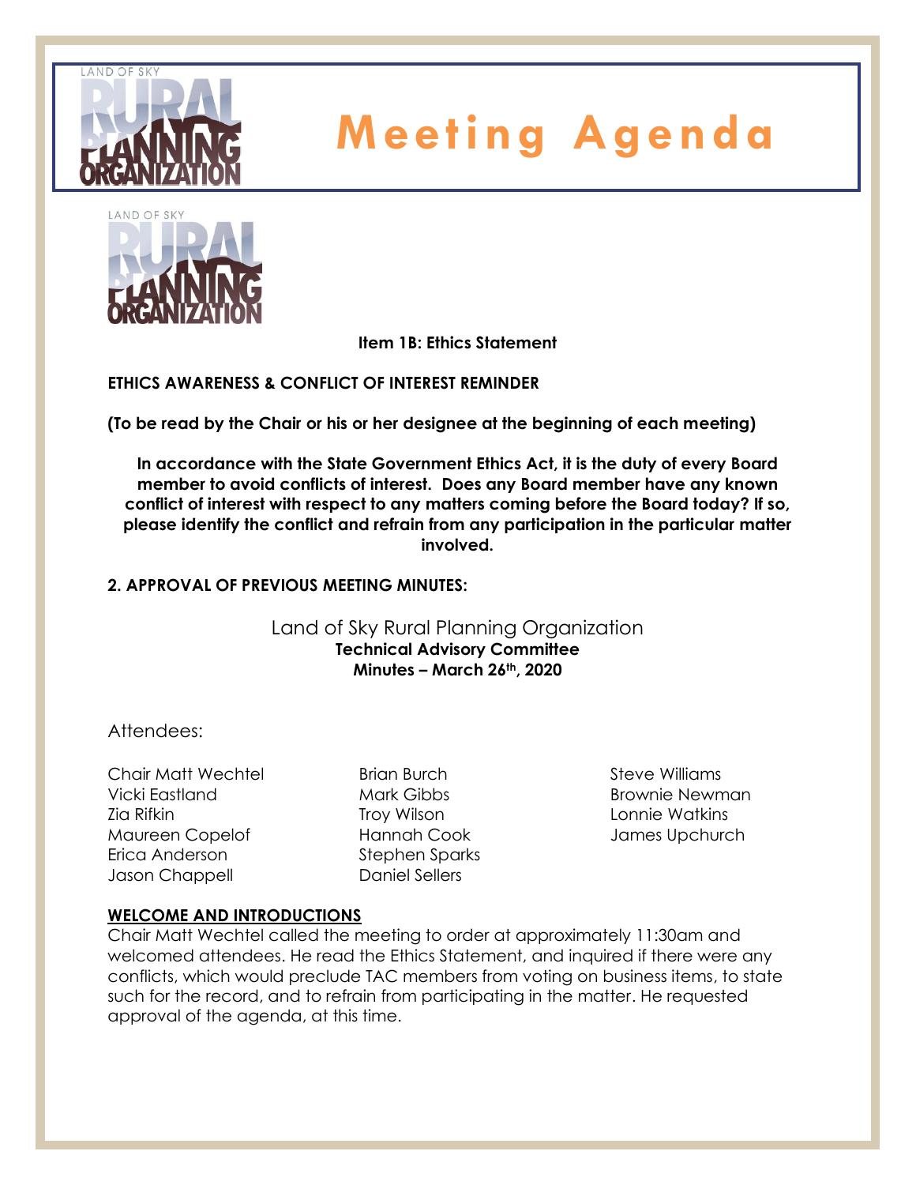# Meeting Agenda

**Item 1B: Ethics Statement**

**ETHICS AWARENESS & CONFLICT OF INTEREST REMINDER**

**(To be read by the Chair or his or her designee at the beginning of each meeting)**

**In accordance with the State Government Ethics Act, it is the duty of every Board member to avoid conflicts of interest. Does any Board member have any known conflict of interest with respect to any matters coming before the Board today? If so, please identify the conflict and refrain from any participation in the particular matter involved.**

**2. APPROVAL OF PREVIOUS MEETING MINUTES:**

Land of Sky Rural Planning Organization
**Technical Advisory Committee**
**Minutes – March 26th, 2020**

Attendees:

Chair Matt Wechtel
Vicki Eastland
Zia Rifkin
Maureen Copelof
Erica Anderson
Jason Chappell
Brian Burch
Mark Gibbs
Troy Wilson
Hannah Cook
Stephen Sparks
Daniel Sellers
Steve Williams
Brownie Newman
Lonnie Watkins
James Upchurch

**WELCOME AND INTRODUCTIONS**

Chair Matt Wechtel called the meeting to order at approximately 11:30am and welcomed attendees. He read the Ethics Statement, and inquired if there were any conflicts, which would preclude TAC members from voting on business items, to state such for the record, and to refrain from participating in the matter. He requested approval of the agenda, at this time.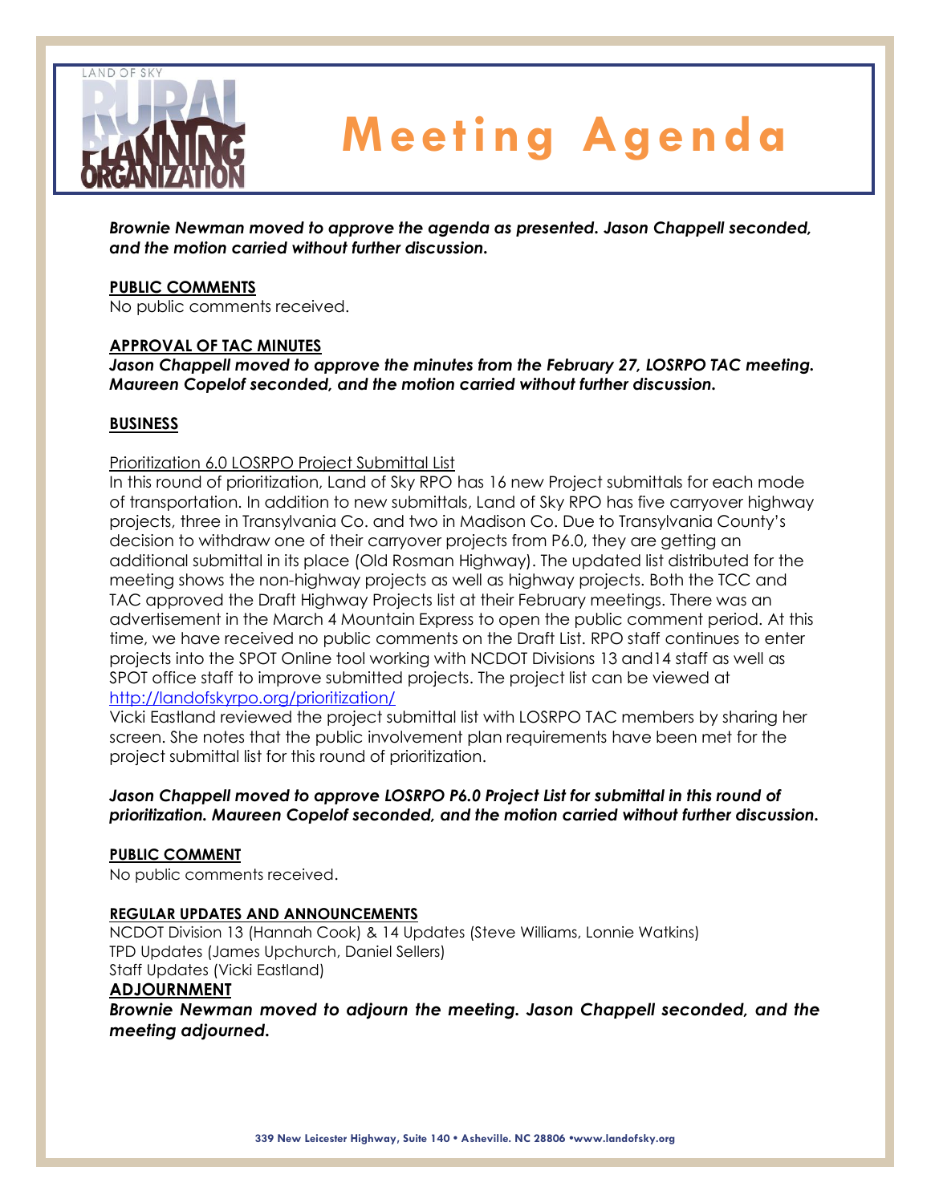# Meeting Agenda

***Brownie Newman moved to approve the agenda as presented. Jason Chappell seconded, and the motion carried without further discussion.***

**PUBLIC COMMENTS**

No public comments received.

**APPROVAL OF TAC MINUTES**

***Jason Chappell moved to approve the minutes from the February 27, LOSRPO TAC meeting. Maureen Copelof seconded, and the motion carried without further discussion.***

**BUSINESS**

Prioritization 6.0 LOSRPO Project Submittal List

In this round of prioritization, Land of Sky RPO has 16 new Project submittals for each mode of transportation. In addition to new submittals, Land of Sky RPO has five carryover highway projects, three in Transylvania Co. and two in Madison Co. Due to Transylvania County's decision to withdraw one of their carryover projects from P6.0, they are getting an additional submittal in its place (Old Rosman Highway). The updated list distributed for the meeting shows the non-highway projects as well as highway projects. Both the TCC and TAC approved the Draft Highway Projects list at their February meetings. There was an advertisement in the March 4 Mountain Express to open the public comment period. At this time, we have received no public comments on the Draft List. RPO staff continues to enter projects into the SPOT Online tool working with NCDOT Divisions 13 and14 staff as well as SPOT office staff to improve submitted projects. The project list can be viewed at http://landofskyrpo.org/prioritization/

Vicki Eastland reviewed the project submittal list with LOSRPO TAC members by sharing her screen. She notes that the public involvement plan requirements have been met for the project submittal list for this round of prioritization.

***Jason Chappell moved to approve LOSRPO P6.0 Project List for submittal in this round of prioritization. Maureen Copelof seconded, and the motion carried without further discussion.***

**PUBLIC COMMENT**

No public comments received.

**REGULAR UPDATES AND ANNOUNCEMENTS**

NCDOT Division 13 (Hannah Cook) & 14 Updates (Steve Williams, Lonnie Watkins)
TPD Updates (James Upchurch, Daniel Sellers)
Staff Updates (Vicki Eastland)

**ADJOURNMENT**

***Brownie Newman moved to adjourn the meeting. Jason Chappell seconded, and the meeting adjourned.***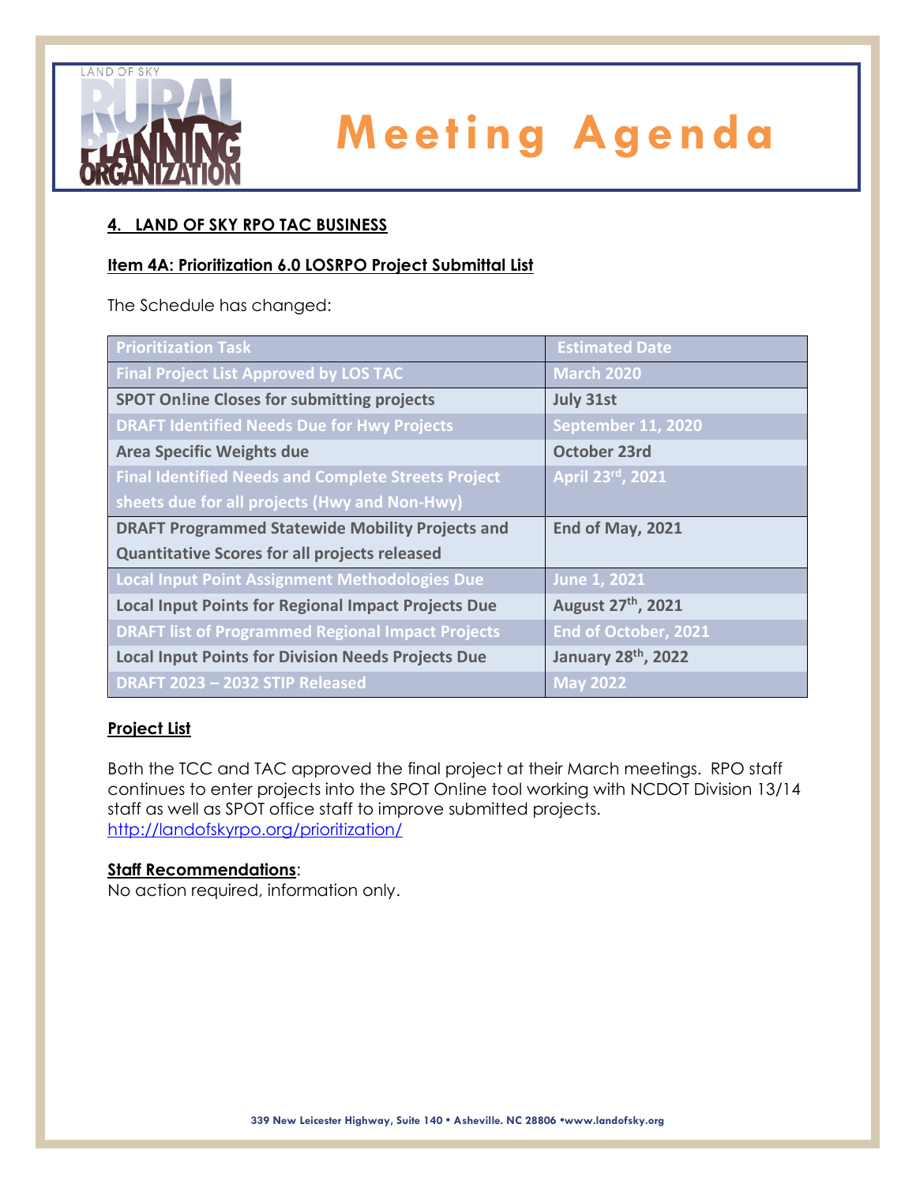# Meeting Agenda

## 4. LAND OF SKY RPO TAC BUSINESS

### Item 4A: Prioritization 6.0 LOSRPO Project Submittal List

The Schedule has changed:

| Prioritization Task | Estimated Date |
|---|---|
| Final Project List Approved by LOS TAC | March 2020 |
| SPOT On!ine Closes for submitting projects | July 31st |
| DRAFT Identified Needs Due for Hwy Projects | September 11, 2020 |
| Area Specific Weights due | October 23rd |
| Final Identified Needs and Complete Streets Project sheets due for all projects (Hwy and Non-Hwy) | April 23rd, 2021 |
| DRAFT Programmed Statewide Mobility Projects and Quantitative Scores for all projects released | End of May, 2021 |
| Local Input Point Assignment Methodologies Due | June 1, 2021 |
| Local Input Points for Regional Impact Projects Due | August 27th, 2021 |
| DRAFT list of Programmed Regional Impact Projects | End of October, 2021 |
| Local Input Points for Division Needs Projects Due | January 28th, 2022 |
| DRAFT 2023 – 2032 STIP Released | May 2022 |

**Project List**

Both the TCC and TAC approved the final project at their March meetings. RPO staff continues to enter projects into the SPOT On!ine tool working with NCDOT Division 13/14 staff as well as SPOT office staff to improve submitted projects. http://landofskyrpo.org/prioritization/

**Staff Recommendations**:
No action required, information only.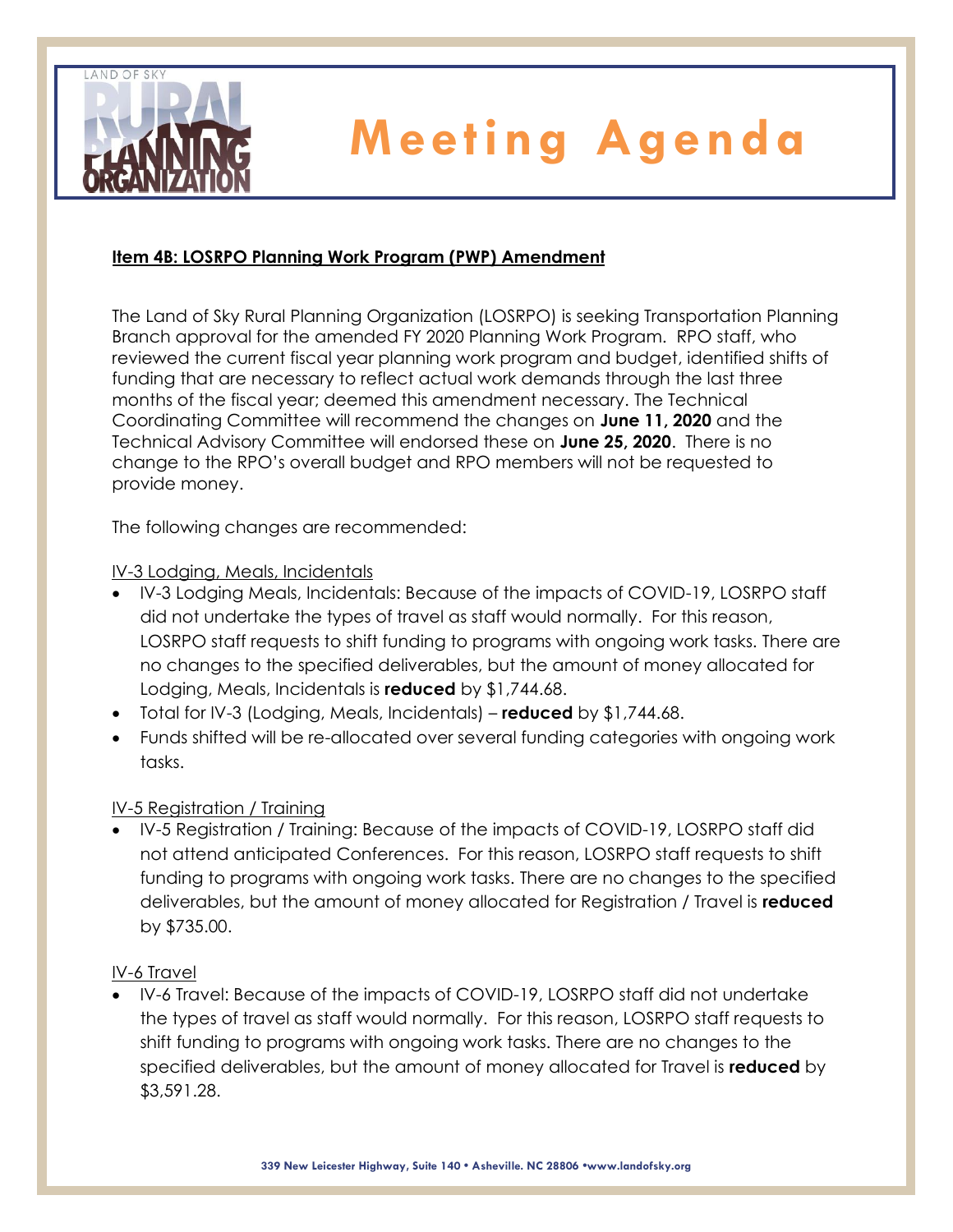# Meeting Agenda

**Item 4B: LOSRPO Planning Work Program (PWP) Amendment**

The Land of Sky Rural Planning Organization (LOSRPO) is seeking Transportation Planning Branch approval for the amended FY 2020 Planning Work Program. RPO staff, who reviewed the current fiscal year planning work program and budget, identified shifts of funding that are necessary to reflect actual work demands through the last three months of the fiscal year; deemed this amendment necessary. The Technical Coordinating Committee will recommend the changes on **June 11, 2020** and the Technical Advisory Committee will endorsed these on **June 25, 2020**. There is no change to the RPO's overall budget and RPO members will not be requested to provide money.

The following changes are recommended:

IV-3 Lodging, Meals, Incidentals

- IV-3 Lodging Meals, Incidentals: Because of the impacts of COVID-19, LOSRPO staff did not undertake the types of travel as staff would normally. For this reason, LOSRPO staff requests to shift funding to programs with ongoing work tasks. There are no changes to the specified deliverables, but the amount of money allocated for Lodging, Meals, Incidentals is **reduced** by $1,744.68.
- Total for IV-3 (Lodging, Meals, Incidentals) – **reduced** by $1,744.68.
- Funds shifted will be re-allocated over several funding categories with ongoing work tasks.

IV-5 Registration / Training

- IV-5 Registration / Training: Because of the impacts of COVID-19, LOSRPO staff did not attend anticipated Conferences. For this reason, LOSRPO staff requests to shift funding to programs with ongoing work tasks. There are no changes to the specified deliverables, but the amount of money allocated for Registration / Travel is **reduced** by $735.00.

IV-6 Travel

- IV-6 Travel: Because of the impacts of COVID-19, LOSRPO staff did not undertake the types of travel as staff would normally. For this reason, LOSRPO staff requests to shift funding to programs with ongoing work tasks. There are no changes to the specified deliverables, but the amount of money allocated for Travel is **reduced** by $3,591.28.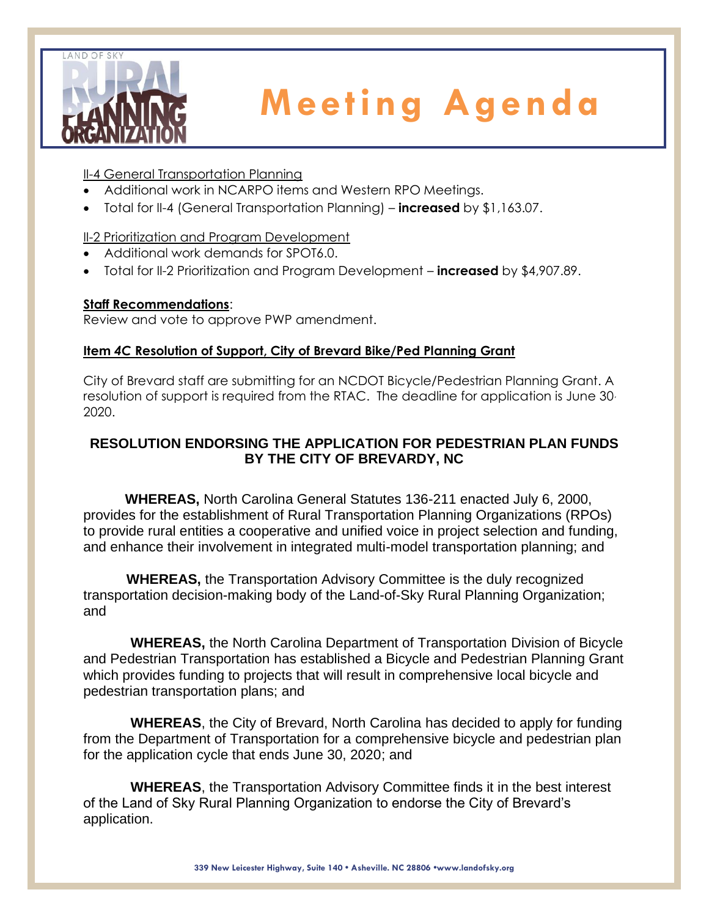# Meeting Agenda

II-4 General Transportation Planning

- Additional work in NCARPO items and Western RPO Meetings.
- Total for II-4 (General Transportation Planning) – **increased** by $1,163.07.

II-2 Prioritization and Program Development

- Additional work demands for SPOT6.0.
- Total for II-2 Prioritization and Program Development – **increased** by $4,907.89.

**Staff Recommendations**:
Review and vote to approve PWP amendment.

**Item 4C Resolution of Support, City of Brevard Bike/Ped Planning Grant**

City of Brevard staff are submitting for an NCDOT Bicycle/Pedestrian Planning Grant. A resolution of support is required from the RTAC. The deadline for application is June 30, 2020.

## RESOLUTION ENDORSING THE APPLICATION FOR PEDESTRIAN PLAN FUNDS BY THE CITY OF BREVARDY, NC

**WHEREAS,** North Carolina General Statutes 136-211 enacted July 6, 2000, provides for the establishment of Rural Transportation Planning Organizations (RPOs) to provide rural entities a cooperative and unified voice in project selection and funding, and enhance their involvement in integrated multi-model transportation planning; and

**WHEREAS,** the Transportation Advisory Committee is the duly recognized transportation decision-making body of the Land-of-Sky Rural Planning Organization; and

**WHEREAS,** the North Carolina Department of Transportation Division of Bicycle and Pedestrian Transportation has established a Bicycle and Pedestrian Planning Grant which provides funding to projects that will result in comprehensive local bicycle and pedestrian transportation plans; and

**WHEREAS**, the City of Brevard, North Carolina has decided to apply for funding from the Department of Transportation for a comprehensive bicycle and pedestrian plan for the application cycle that ends June 30, 2020; and

**WHEREAS**, the Transportation Advisory Committee finds it in the best interest of the Land of Sky Rural Planning Organization to endorse the City of Brevard's application.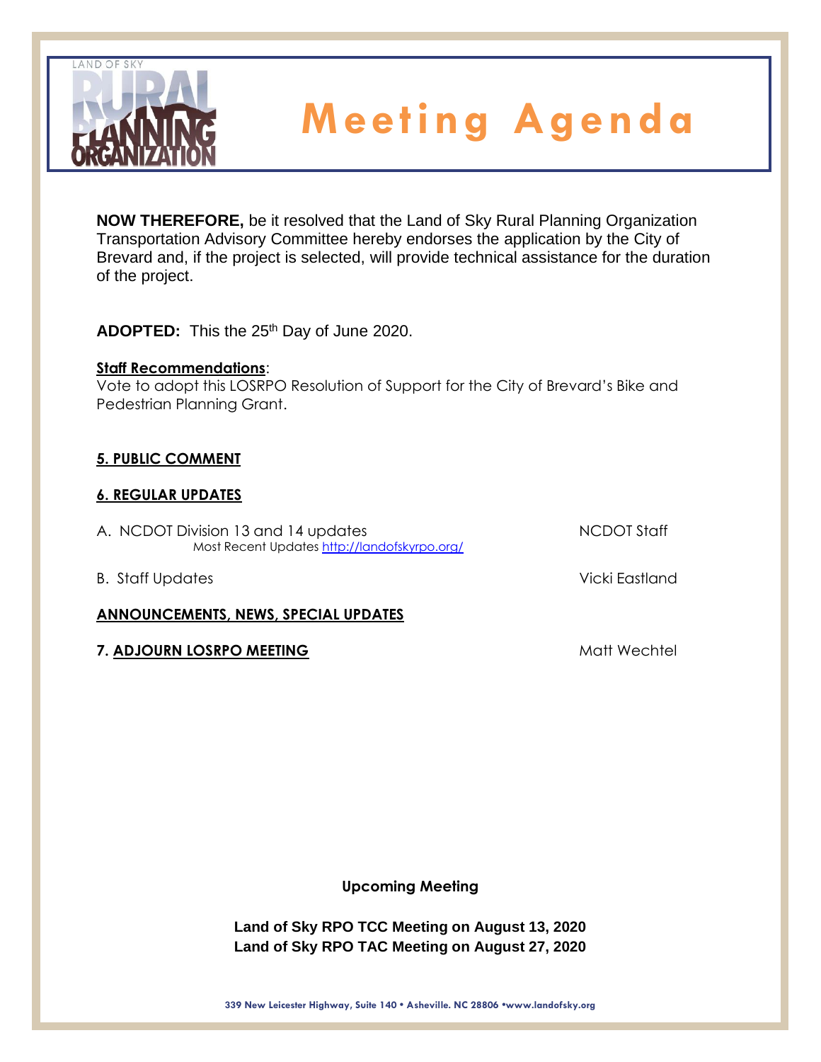# Meeting Agenda

**NOW THEREFORE,** be it resolved that the Land of Sky Rural Planning Organization Transportation Advisory Committee hereby endorses the application by the City of Brevard and, if the project is selected, will provide technical assistance for the duration of the project.

**ADOPTED:** This the 25th Day of June 2020.

**Staff Recommendations**:
Vote to adopt this LOSRPO Resolution of Support for the City of Brevard's Bike and Pedestrian Planning Grant.

**5. PUBLIC COMMENT**

**6. REGULAR UPDATES**

A. NCDOT Division 13 and 14 updates — NCDOT Staff
Most Recent Updates http://landofskyrpo.org/

B. Staff Updates — Vicki Eastland

**ANNOUNCEMENTS, NEWS, SPECIAL UPDATES**

**7. ADJOURN LOSRPO MEETING** — Matt Wechtel

**Upcoming Meeting**

**Land of Sky RPO TCC Meeting on August 13, 2020**
**Land of Sky RPO TAC Meeting on August 27, 2020**

339 New Leicester Highway, Suite 140 • Asheville. NC 28806 •www.landofsky.org